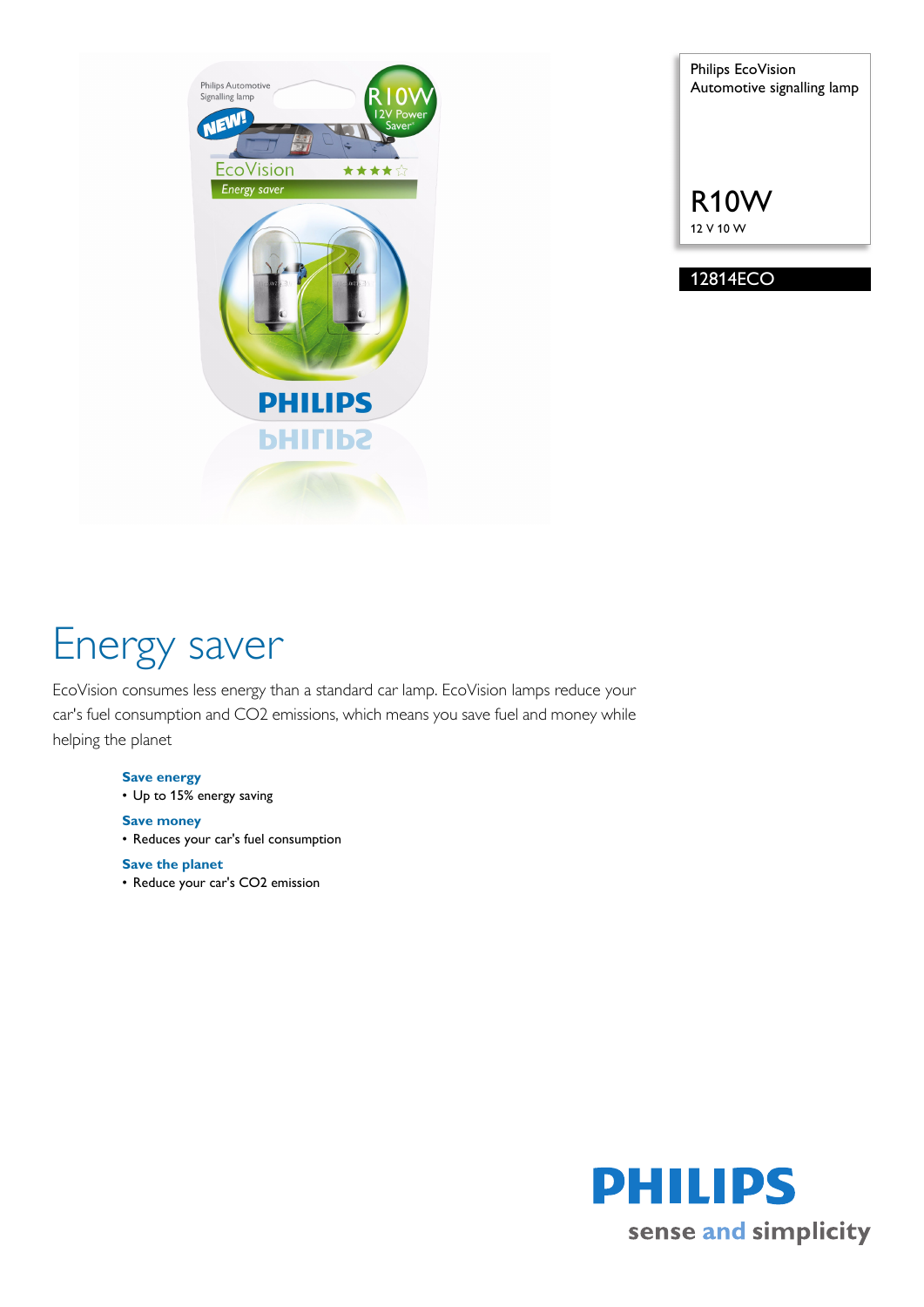Philips EcoVision
Automotive signalling lamp

# R10W

12 V 10 W

12814ECO

# Energy saver

EcoVision consumes less energy than a standard car lamp. EcoVision lamps reduce your car's fuel consumption and $CO_2$ emissions, which means you save fuel and money while helping the planet

**Save energy**

- Up to 15% energy saving

**Save money**

- Reduces your car's fuel consumption

**Save the planet**

- Reduce your car's $CO_2$ emission

PHILIPS

sense and simplicity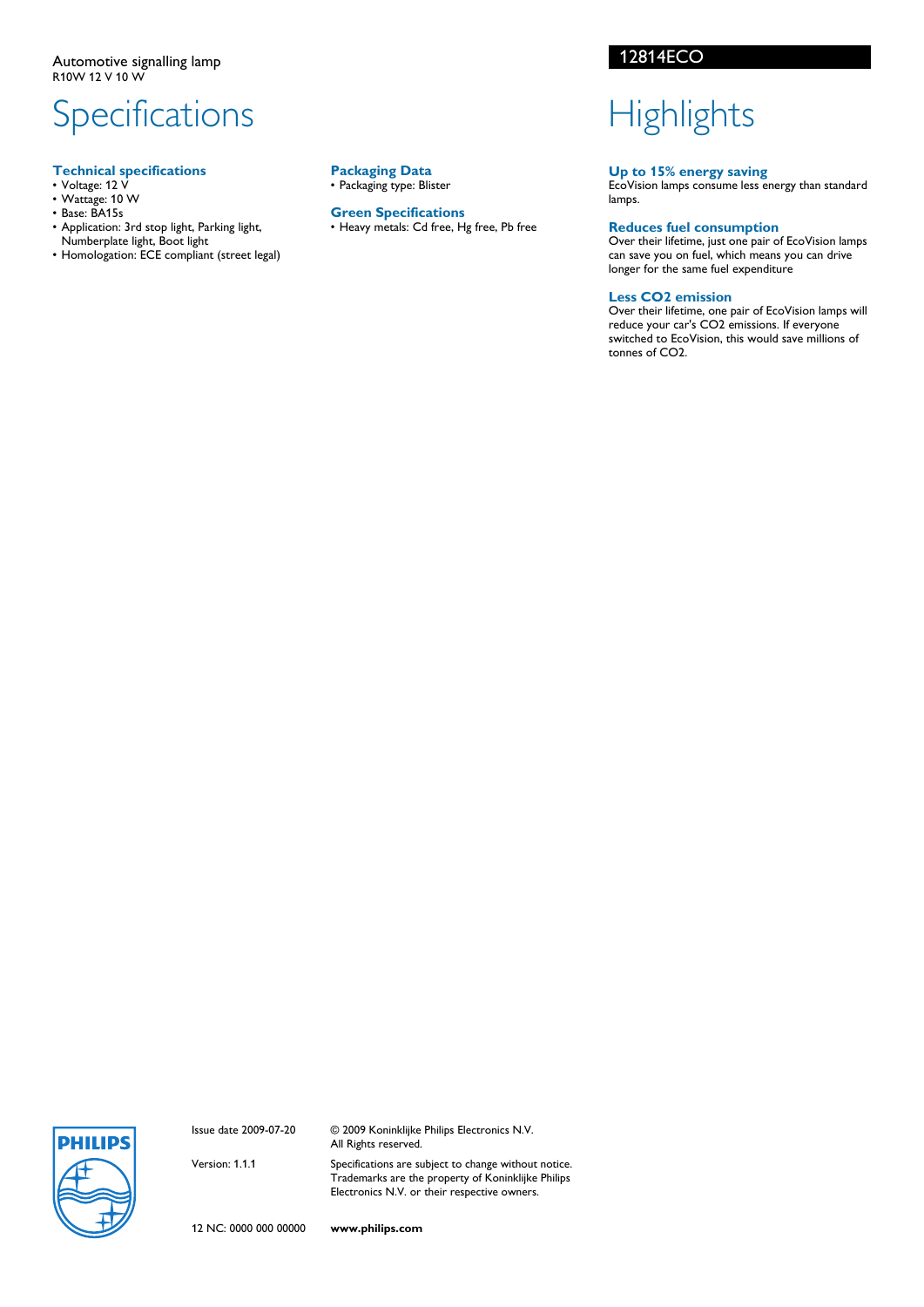Automotive signalling lamp
R10W 12 V 10 W

# Specifications

### Technical specifications

- Voltage: 12 V
- Wattage: 10 W
- Base: BA15s
- Application: 3rd stop light, Parking light, Numberplate light, Boot light
- Homologation: ECE compliant (street legal)

### Packaging Data

- Packaging type: Blister

### Green Specifications

- Heavy metals: Cd free, Hg free, Pb free

12814ECO

# Highlights

### Up to 15% energy saving

EcoVision lamps consume less energy than standard lamps.

### Reduces fuel consumption

Over their lifetime, just one pair of EcoVision lamps can save you on fuel, which means you can drive longer for the same fuel expenditure

### Less $CO_2$ emission

Over their lifetime, one pair of EcoVision lamps will reduce your car's $CO_2$ emissions. If everyone switched to EcoVision, this would save millions of tonnes of $CO_2$.

Issue date 2009-07-20

Version: 1.1.1

12 NC: 0000 000 00000

© 2009 Koninklijke Philips Electronics N.V.
All Rights reserved.

Specifications are subject to change without notice. Trademarks are the property of Koninklijke Philips Electronics N.V. or their respective owners.

**www.philips.com**